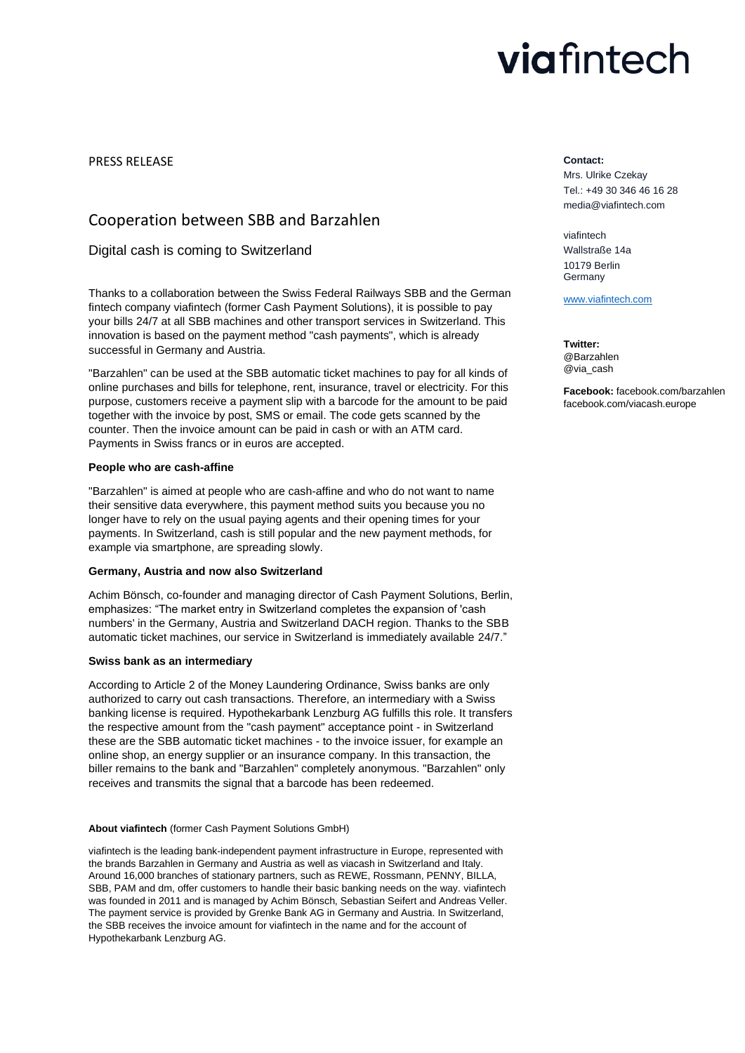viafintech

PRESS RELEASE

# Cooperation between SBB and Barzahlen

## Digital cash is coming to Switzerland

Thanks to a collaboration between the Swiss Federal Railways SBB and the German fintech company viafintech (former Cash Payment Solutions), it is possible to pay your bills 24/7 at all SBB machines and other transport services in Switzerland. This innovation is based on the payment method "cash payments", which is already successful in Germany and Austria.

"Barzahlen" can be used at the SBB automatic ticket machines to pay for all kinds of online purchases and bills for telephone, rent, insurance, travel or electricity. For this purpose, customers receive a payment slip with a barcode for the amount to be paid together with the invoice by post, SMS or email. The code gets scanned by the counter. Then the invoice amount can be paid in cash or with an ATM card. Payments in Swiss francs or in euros are accepted.

### People who are cash-affine

"Barzahlen" is aimed at people who are cash-affine and who do not want to name their sensitive data everywhere, this payment method suits you because you no longer have to rely on the usual paying agents and their opening times for your payments. In Switzerland, cash is still popular and the new payment methods, for example via smartphone, are spreading slowly.

### Germany, Austria and now also Switzerland

Achim Bönsch, co-founder and managing director of Cash Payment Solutions, Berlin, emphasizes: "The market entry in Switzerland completes the expansion of 'cash numbers' in the Germany, Austria and Switzerland DACH region. Thanks to the SBB automatic ticket machines, our service in Switzerland is immediately available 24/7."

### Swiss bank as an intermediary

According to Article 2 of the Money Laundering Ordinance, Swiss banks are only authorized to carry out cash transactions. Therefore, an intermediary with a Swiss banking license is required. Hypothekarbank Lenzburg AG fulfills this role. It transfers the respective amount from the "cash payment" acceptance point - in Switzerland these are the SBB automatic ticket machines - to the invoice issuer, for example an online shop, an energy supplier or an insurance company. In this transaction, the biller remains to the bank and "Barzahlen" completely anonymous. "Barzahlen" only receives and transmits the signal that a barcode has been redeemed.

**About viafintech** (former Cash Payment Solutions GmbH)

viafintech is the leading bank-independent payment infrastructure in Europe, represented with the brands Barzahlen in Germany and Austria as well as viacash in Switzerland and Italy. Around 16,000 branches of stationary partners, such as REWE, Rossmann, PENNY, BILLA, SBB, PAM and dm, offer customers to handle their basic banking needs on the way. viafintech was founded in 2011 and is managed by Achim Bönsch, Sebastian Seifert and Andreas Veller. The payment service is provided by Grenke Bank AG in Germany and Austria. In Switzerland, the SBB receives the invoice amount for viafintech in the name and for the account of Hypothekarbank Lenzburg AG.

**Contact:**
Mrs. Ulrike Czekay
Tel.: +49 30 346 46 16 28
media@viafintech.com

viafintech
Wallstraße 14a
10179 Berlin
Germany

www.viafintech.com

**Twitter:**
@Barzahlen
@via_cash

**Facebook:** facebook.com/barzahlen
facebook.com/viacash.europe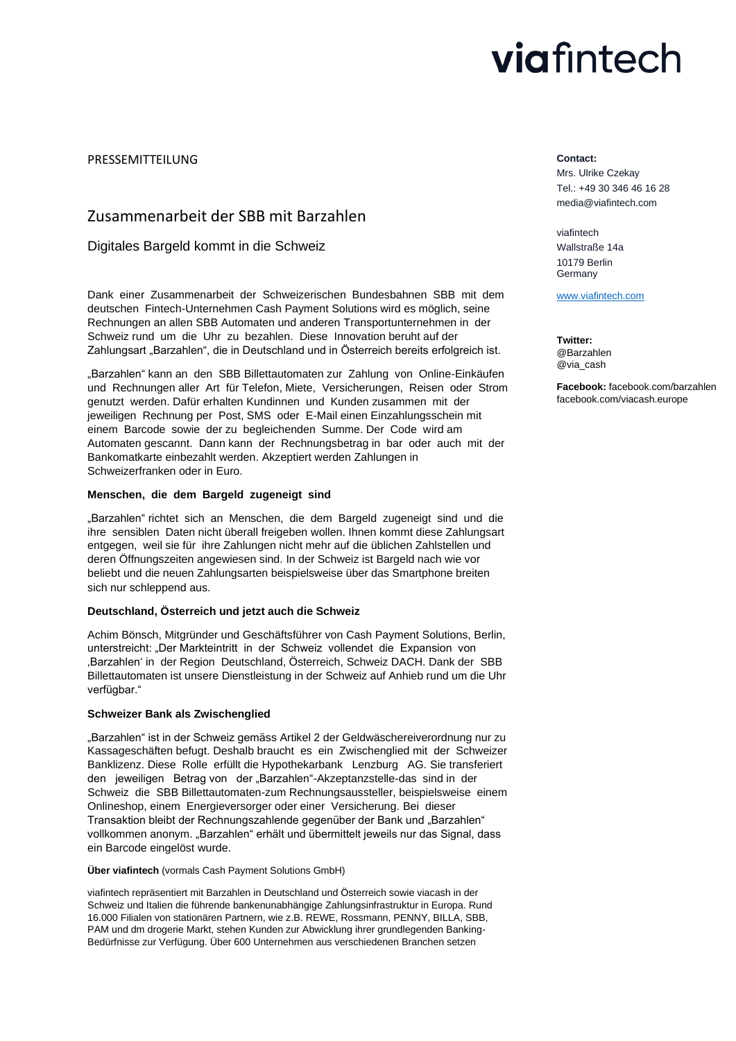viafintech

PRESSEMITTEILUNG

# Zusammenarbeit der SBB mit Barzahlen

## Digitales Bargeld kommt in die Schweiz

Dank einer Zusammenarbeit der Schweizerischen Bundesbahnen SBB mit dem deutschen Fintech-Unternehmen Cash Payment Solutions wird es möglich, seine Rechnungen an allen SBB Automaten und anderen Transportunternehmen in der Schweiz rund um die Uhr zu bezahlen. Diese Innovation beruht auf der Zahlungsart „Barzahlen", die in Deutschland und in Österreich bereits erfolgreich ist.

„Barzahlen" kann an den SBB Billettautomaten zur Zahlung von Online-Einkäufen und Rechnungen aller Art für Telefon, Miete, Versicherungen, Reisen oder Strom genutzt werden. Dafür erhalten Kundinnen und Kunden zusammen mit der jeweiligen Rechnung per Post, SMS oder E-Mail einen Einzahlungsschein mit einem Barcode sowie der zu begleichenden Summe. Der Code wird am Automaten gescannt. Dann kann der Rechnungsbetrag in bar oder auch mit der Bankomatkarte einbezahlt werden. Akzeptiert werden Zahlungen in Schweizerfranken oder in Euro.

**Menschen, die dem Bargeld zugeneigt sind**

„Barzahlen" richtet sich an Menschen, die dem Bargeld zugeneigt sind und die ihre sensiblen Daten nicht überall freigeben wollen. Ihnen kommt diese Zahlungsart entgegen, weil sie für ihre Zahlungen nicht mehr auf die üblichen Zahlstellen und deren Öffnungszeiten angewiesen sind. In der Schweiz ist Bargeld nach wie vor beliebt und die neuen Zahlungsarten beispielsweise über das Smartphone breiten sich nur schleppend aus.

**Deutschland, Österreich und jetzt auch die Schweiz**

Achim Bönsch, Mitgründer und Geschäftsführer von Cash Payment Solutions, Berlin, unterstreicht: „Der Markteintritt in der Schweiz vollendet die Expansion von ‚Barzahlen' in der Region Deutschland, Österreich, Schweiz DACH. Dank der SBB Billettautomaten ist unsere Dienstleistung in der Schweiz auf Anhieb rund um die Uhr verfügbar."

**Schweizer Bank als Zwischenglied**

„Barzahlen" ist in der Schweiz gemäss Artikel 2 der Geldwäschereiverordnung nur zu Kassageschäften befugt. Deshalb braucht es ein Zwischenglied mit der Schweizer Banklizenz. Diese Rolle erfüllt die Hypothekarbank Lenzburg AG. Sie transferiert den jeweiligen Betrag von der „Barzahlen"-Akzeptanzstelle-das sind in der Schweiz die SBB Billettautomaten-zum Rechnungsaussteller, beispielsweise einem Onlineshop, einem Energieversorger oder einer Versicherung. Bei dieser Transaktion bleibt der Rechnungszahlende gegenüber der Bank und „Barzahlen" vollkommen anonym. „Barzahlen" erhält und übermittelt jeweils nur das Signal, dass ein Barcode eingelöst wurde.

**Über viafintech** (vormals Cash Payment Solutions GmbH)

viafintech repräsentiert mit Barzahlen in Deutschland und Österreich sowie viacash in der Schweiz und Italien die führende bankenunabhängige Zahlungsinfrastruktur in Europa. Rund 16.000 Filialen von stationären Partnern, wie z.B. REWE, Rossmann, PENNY, BILLA, SBB, PAM und dm drogerie markt, stehen Kunden zur Abwicklung ihrer grundlegenden Banking-Bedürfnisse zur Verfügung. Über 600 Unternehmen aus verschiedenen Branchen setzen

**Contact:**
Mrs. Ulrike Czekay
Tel.: +49 30 346 46 16 28
media@viafintech.com

viafintech
Wallstraße 14a
10179 Berlin
Germany

www.viafintech.com

**Twitter:**
@Barzahlen
@via_cash

**Facebook:** facebook.com/barzahlen
facebook.com/viacash.europe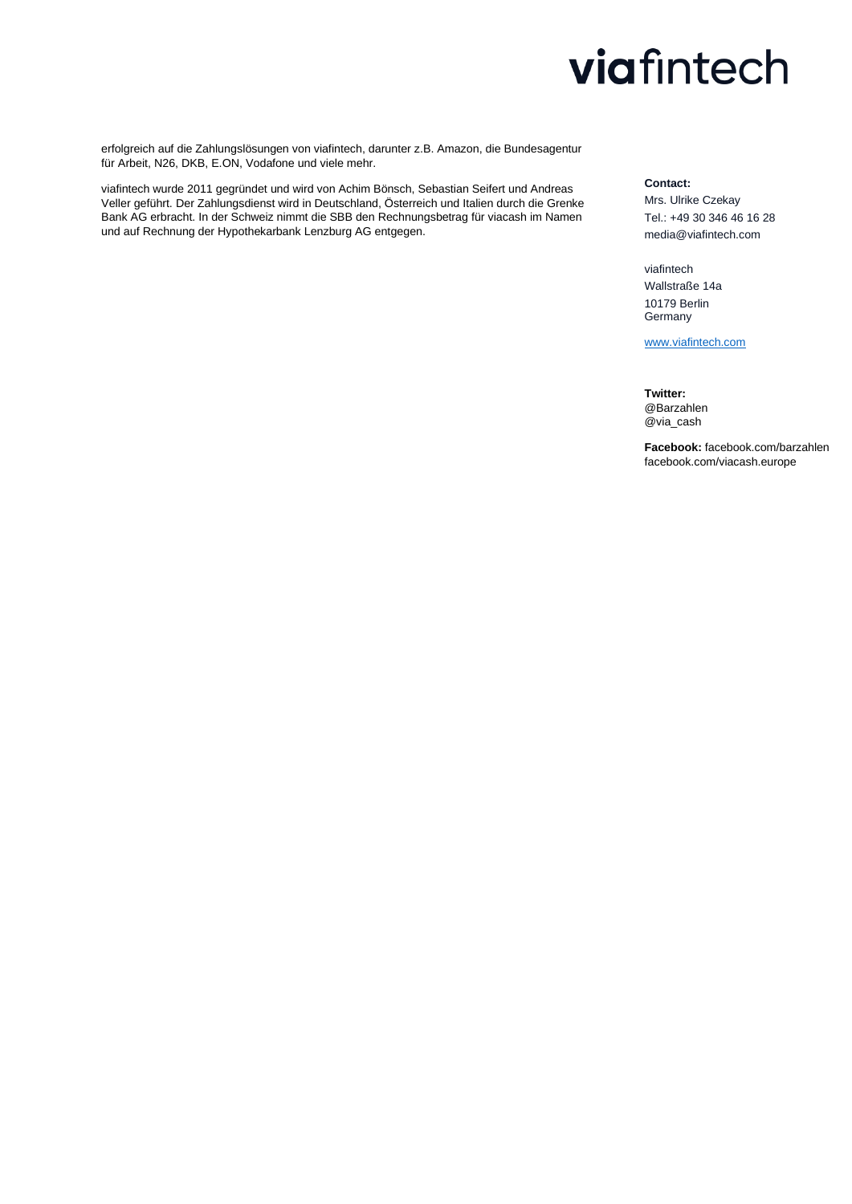erfolgreich auf die Zahlungslösungen von viafintech, darunter z.B. Amazon, die Bundesagentur für Arbeit, N26, DKB, E.ON, Vodafone und viele mehr.

viafintech wurde 2011 gegründet und wird von Achim Bönsch, Sebastian Seifert und Andreas Veller geführt. Der Zahlungsdienst wird in Deutschland, Österreich und Italien durch die Grenke Bank AG erbracht. In der Schweiz nimmt die SBB den Rechnungsbetrag für viacash im Namen und auf Rechnung der Hypothekarbank Lenzburg AG entgegen.

**Contact:**
Mrs. Ulrike Czekay
Tel.: +49 30 346 46 16 28
media@viafintech.com

viafintech
Wallstraße 14a
10179 Berlin
Germany

www.viafintech.com

**Twitter:**
@Barzahlen
@via_cash

**Facebook:** facebook.com/barzahlen
facebook.com/viacash.europe